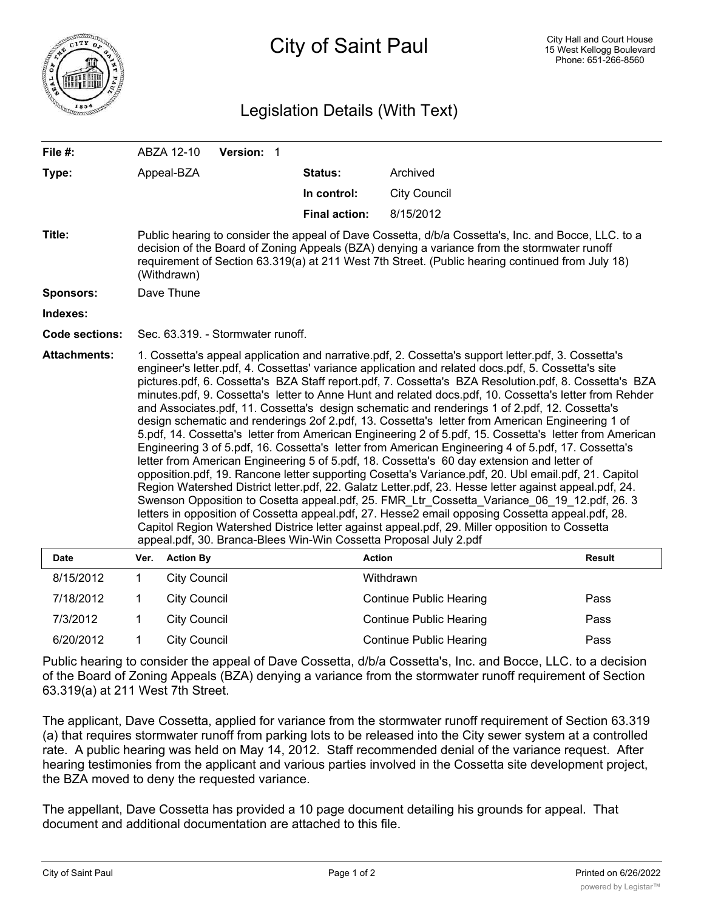# City of Saint Paul

City Hall and Court House
15 West Kellogg Boulevard
Phone: 651-266-8560

## Legislation Details (With Text)

| | | | |
|---|---|---|---|
| **File #:** | ABZA 12-10 **Version:** 1 | | |
| **Type:** | Appeal-BZA | **Status:** | Archived |
| | | **In control:** | City Council |
| | | **Final action:** | 8/15/2012 |

**Title:** Public hearing to consider the appeal of Dave Cossetta, d/b/a Cossetta's, Inc. and Bocce, LLC. to a decision of the Board of Zoning Appeals (BZA) denying a variance from the stormwater runoff requirement of Section 63.319(a) at 211 West 7th Street. (Public hearing continued from July 18) (Withdrawn)

**Sponsors:** Dave Thune

**Indexes:**

**Code sections:** Sec. 63.319. - Stormwater runoff.

**Attachments:** 1. Cossetta's appeal application and narrative.pdf, 2. Cossetta's support letter.pdf, 3. Cossetta's engineer's letter.pdf, 4. Cossettas' variance application and related docs.pdf, 5. Cossetta's site pictures.pdf, 6. Cossetta's BZA Staff report.pdf, 7. Cossetta's BZA Resolution.pdf, 8. Cossetta's BZA minutes.pdf, 9. Cossetta's letter to Anne Hunt and related docs.pdf, 10. Cossetta's letter from Rehder and Associates.pdf, 11. Cossetta's design schematic and renderings 1 of 2.pdf, 12. Cossetta's design schematic and renderings 2of 2.pdf, 13. Cossetta's letter from American Engineering 1 of 5.pdf, 14. Cossetta's letter from American Engineering 2 of 5.pdf, 15. Cossetta's letter from American Engineering 3 of 5.pdf, 16. Cossetta's letter from American Engineering 4 of 5.pdf, 17. Cossetta's letter from American Engineering 5 of 5.pdf, 18. Cossetta's 60 day extension and letter of opposition.pdf, 19. Rancone letter supporting Cosetta's Variance.pdf, 20. Ubl email.pdf, 21. Capitol Region Watershed District letter.pdf, 22. Galatz Letter.pdf, 23. Hesse letter against appeal.pdf, 24. Swenson Opposition to Cosetta appeal.pdf, 25. FMR_Ltr_Cossetta_Variance_06_19_12.pdf, 26. 3 letters in opposition of Cossetta appeal.pdf, 27. Hesse2 email opposing Cossetta appeal.pdf, 28. Capitol Region Watershed Districe letter against appeal.pdf, 29. Miller opposition to Cossetta appeal.pdf, 30. Branca-Blees Win-Win Cossetta Proposal July 2.pdf

| Date | Ver. | Action By | Action | Result |
|---|---|---|---|---|
| 8/15/2012 | 1 | City Council | Withdrawn | |
| 7/18/2012 | 1 | City Council | Continue Public Hearing | Pass |
| 7/3/2012 | 1 | City Council | Continue Public Hearing | Pass |
| 6/20/2012 | 1 | City Council | Continue Public Hearing | Pass |

Public hearing to consider the appeal of Dave Cossetta, d/b/a Cossetta's, Inc. and Bocce, LLC. to a decision of the Board of Zoning Appeals (BZA) denying a variance from the stormwater runoff requirement of Section 63.319(a) at 211 West 7th Street.

The applicant, Dave Cossetta, applied for variance from the stormwater runoff requirement of Section 63.319 (a) that requires stormwater runoff from parking lots to be released into the City sewer system at a controlled rate. A public hearing was held on May 14, 2012. Staff recommended denial of the variance request. After hearing testimonies from the applicant and various parties involved in the Cossetta site development project, the BZA moved to deny the requested variance.

The appellant, Dave Cossetta has provided a 10 page document detailing his grounds for appeal. That document and additional documentation are attached to this file.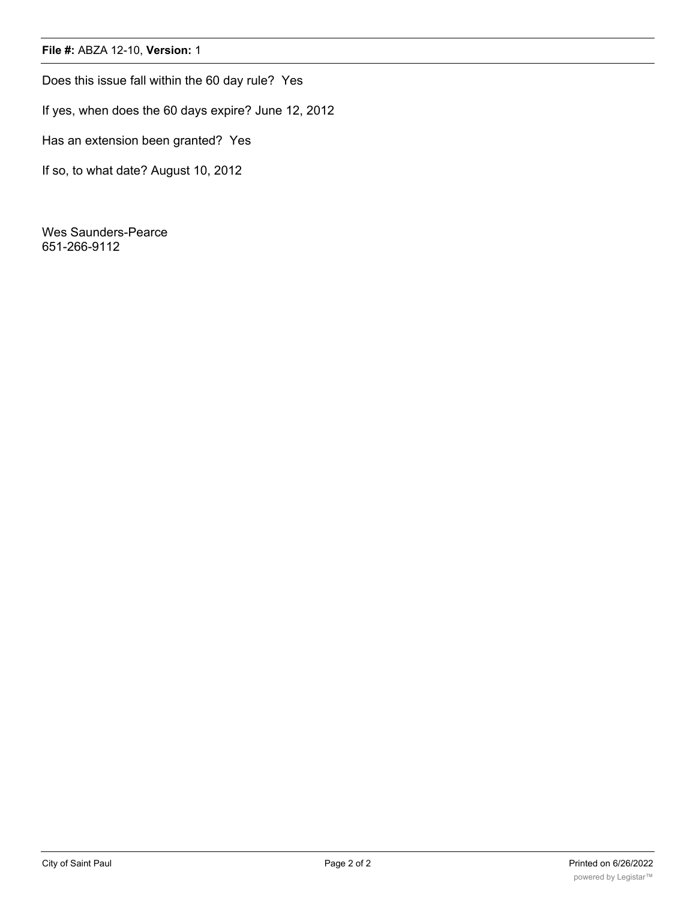Does this issue fall within the 60 day rule? Yes

If yes, when does the 60 days expire? June 12, 2012

Has an extension been granted? Yes

If so, to what date? August 10, 2012

Wes Saunders-Pearce
651-266-9112